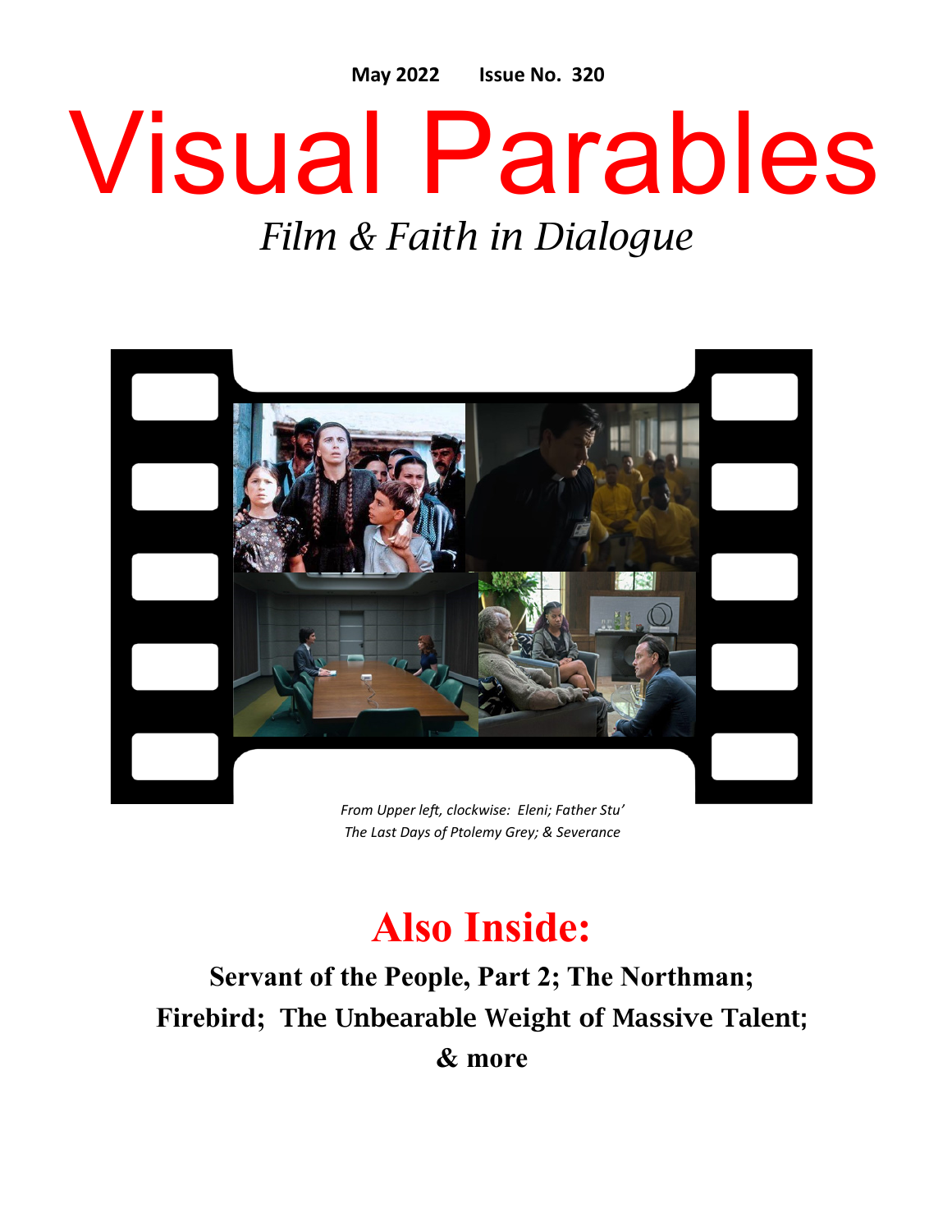May 2022 Issue No. 320

# Visual Parables

*Film & Faith in Dialogue*

*From Upper left, clockwise: Eleni; Father Stu'*
*The Last Days of Ptolemy Grey; & Severance*

## Also Inside:

**Servant of the People, Part 2; The Northman; Firebird; The Unbearable Weight of Massive Talent; & more**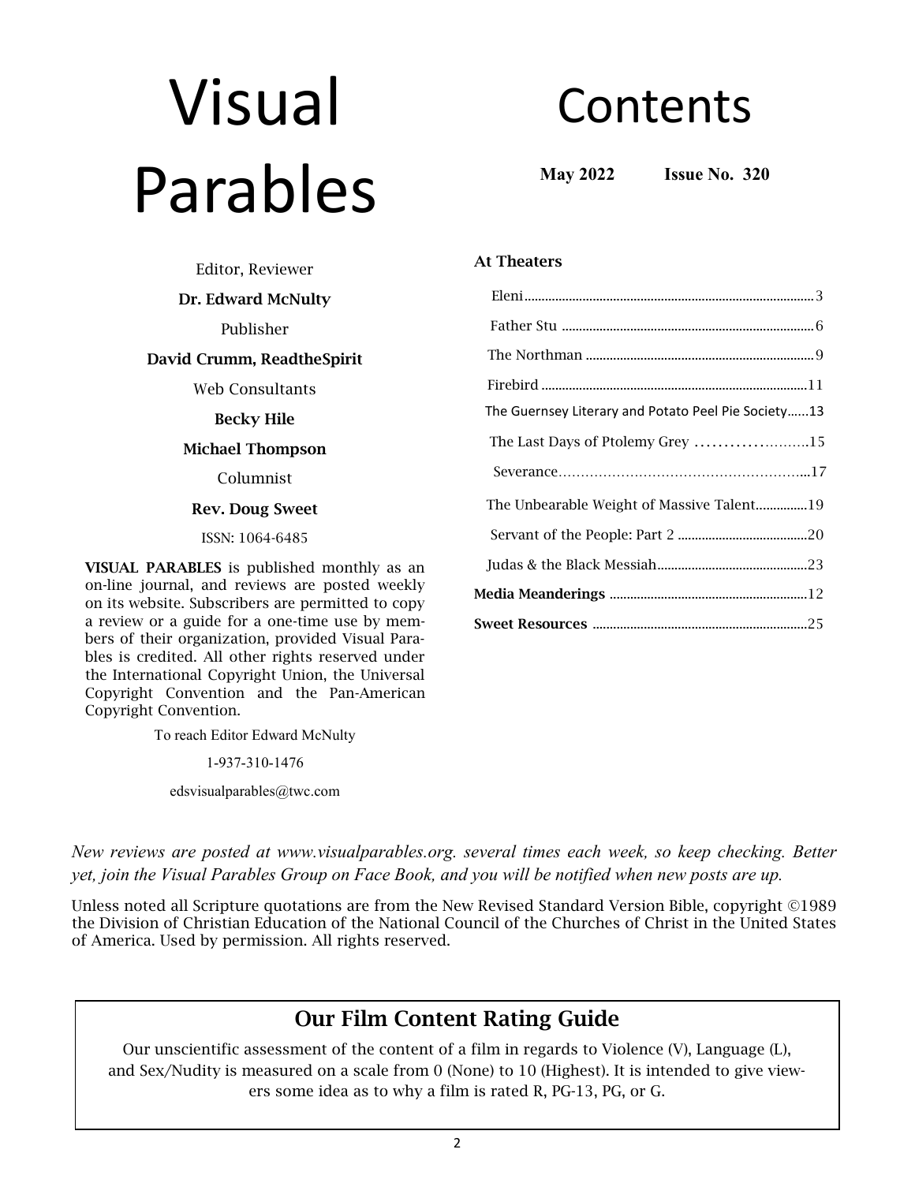# Visual Parables

# Contents

**May 2022 Issue No. 320**

Editor, Reviewer

**Dr. Edward McNulty**

Publisher

**David Crumm, ReadtheSpirit**

Web Consultants

**Becky Hile**

**Michael Thompson**

Columnist

**Rev. Doug Sweet**

ISSN: 1064-6485

**VISUAL PARABLES** is published monthly as an on-line journal, and reviews are posted weekly on its website. Subscribers are permitted to copy a review or a guide for a one-time use by members of their organization, provided Visual Parables is credited. All other rights reserved under the International Copyright Union, the Universal Copyright Convention and the Pan-American Copyright Convention.

To reach Editor Edward McNulty

1-937-310-1476

edsvisualparables@twc.com

### At Theaters

- Eleni....................3
- Father Stu....................6
- The Northman....................9
- Firebird....................11
- The Guernsey Literary and Potato Peel Pie Society......13
- The Last Days of Ptolemy Grey....................15
- Severance....................17
- The Unbearable Weight of Massive Talent...............19
- Servant of the People: Part 2....................20
- Judas & the Black Messiah....................23

**Media Meanderings**....................12

**Sweet Resources**....................25

*New reviews are posted at www.visualparables.org. several times each week, so keep checking. Better yet, join the Visual Parables Group on Face Book, and you will be notified when new posts are up.*

Unless noted all Scripture quotations are from the New Revised Standard Version Bible, copyright ©1989 the Division of Christian Education of the National Council of the Churches of Christ in the United States of America. Used by permission. All rights reserved.

## Our Film Content Rating Guide

Our unscientific assessment of the content of a film in regards to Violence (V), Language (L), and Sex/Nudity is measured on a scale from 0 (None) to 10 (Highest). It is intended to give viewers some idea as to why a film is rated R, PG-13, PG, or G.